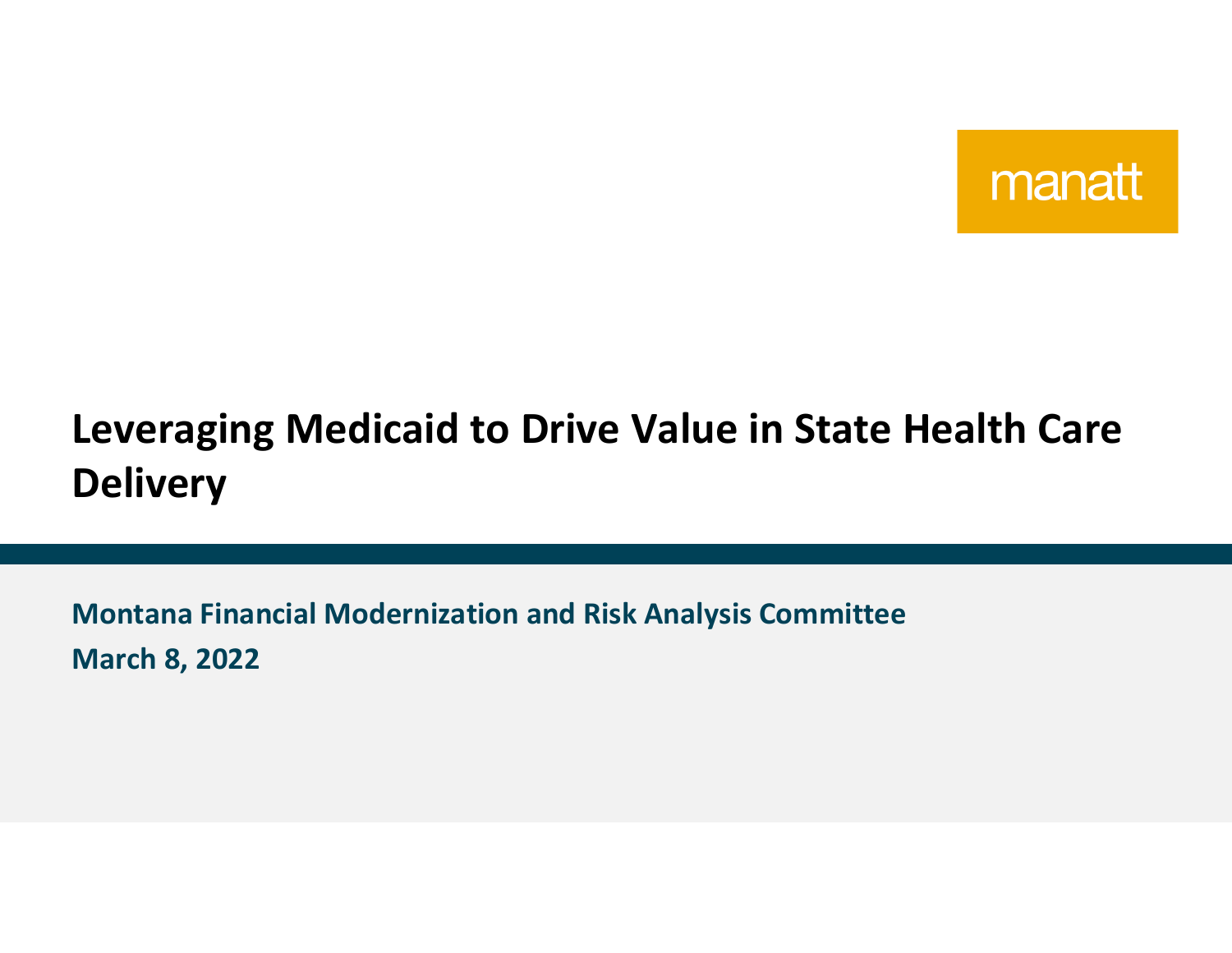manatt

# Leveraging Medicaid to Drive Value in State Health Care Delivery

**Montana Financial Modernization and Risk Analysis Committee**

**March 8, 2022**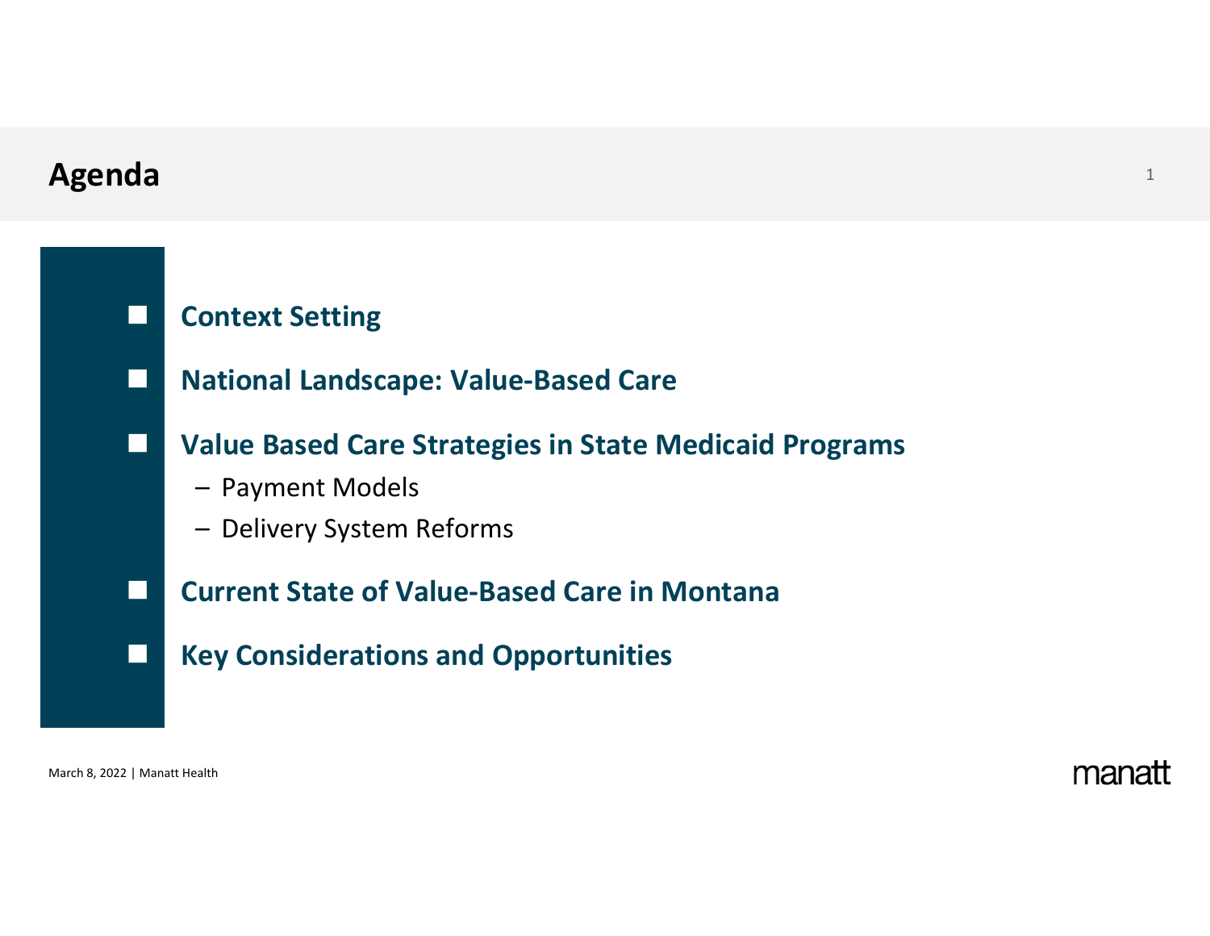# Agenda

- **Context Setting**
- **National Landscape: Value-Based Care**
- **Value Based Care Strategies in State Medicaid Programs**
  - Payment Models
  - Delivery System Reforms
- **Current State of Value-Based Care in Montana**
- **Key Considerations and Opportunities**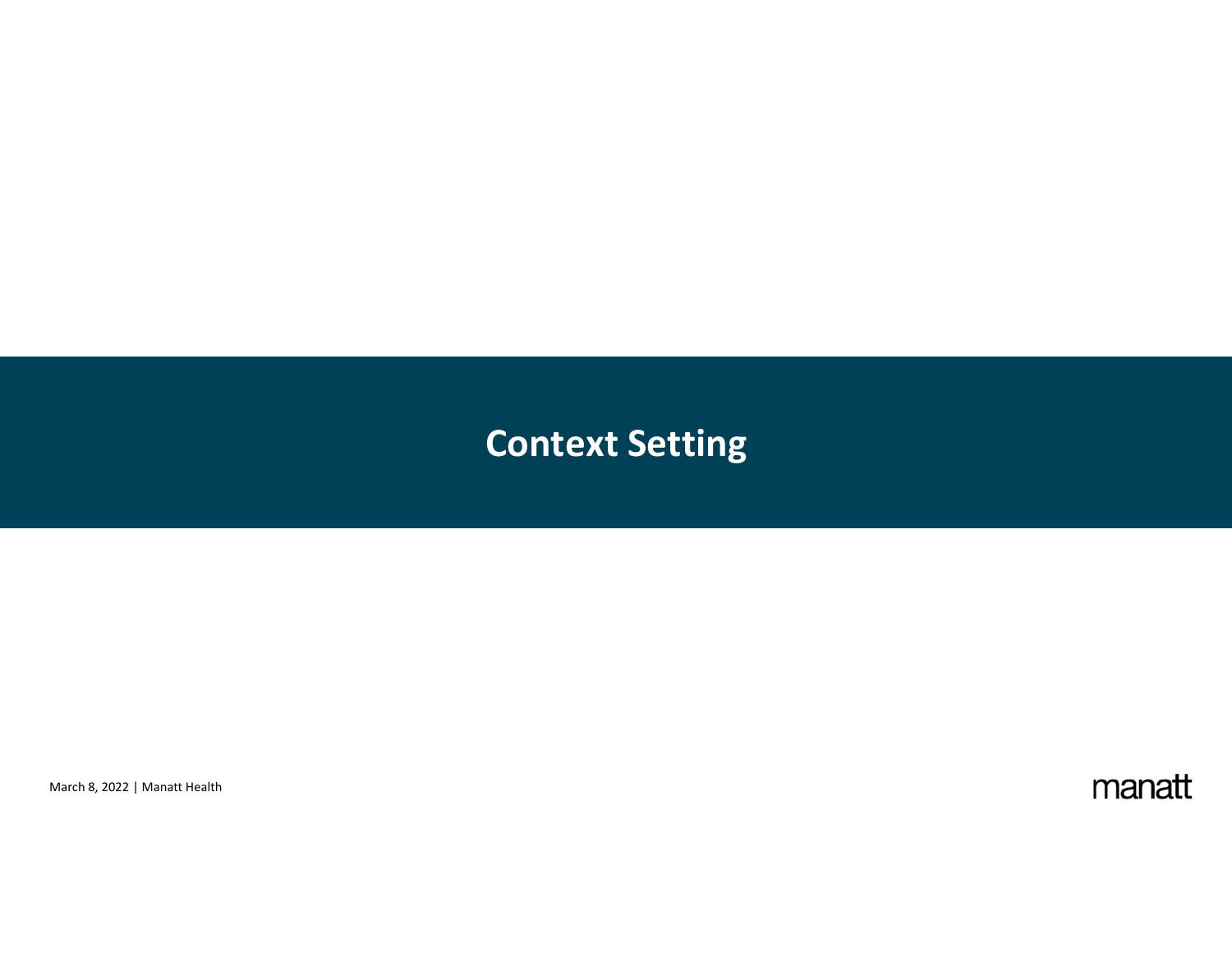# Context Setting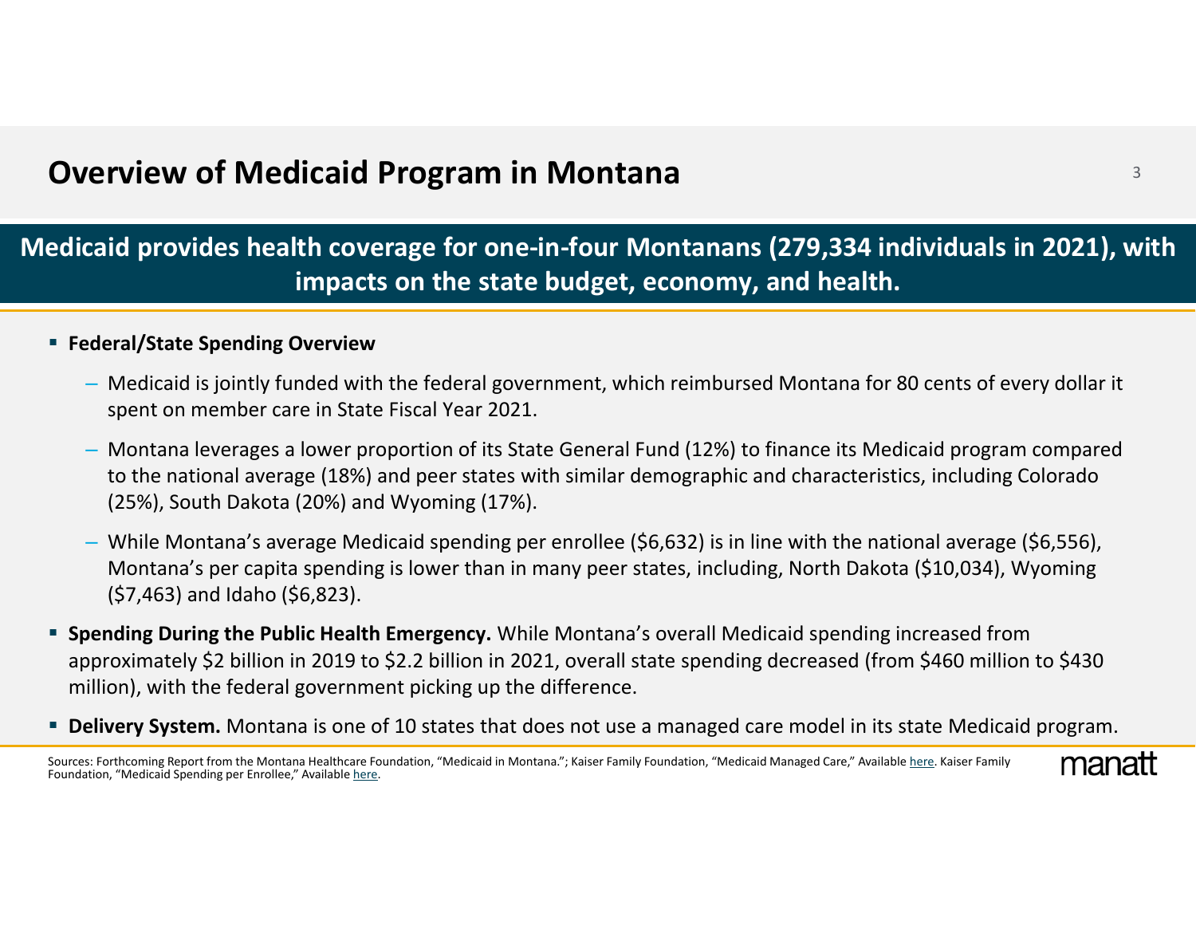# Overview of Medicaid Program in Montana

**Medicaid provides health coverage for one-in-four Montanans (279,334 individuals in 2021), with impacts on the state budget, economy, and health.**

- **Federal/State Spending Overview**
  - Medicaid is jointly funded with the federal government, which reimbursed Montana for 80 cents of every dollar it spent on member care in State Fiscal Year 2021.
  - Montana leverages a lower proportion of its State General Fund (12%) to finance its Medicaid program compared to the national average (18%) and peer states with similar demographic and characteristics, including Colorado (25%), South Dakota (20%) and Wyoming (17%).
  - While Montana's average Medicaid spending per enrollee ($6,632) is in line with the national average ($6,556), Montana's per capita spending is lower than in many peer states, including, North Dakota ($10,034), Wyoming ($7,463) and Idaho ($6,823).
- **Spending During the Public Health Emergency.** While Montana's overall Medicaid spending increased from approximately $2 billion in 2019 to $2.2 billion in 2021, overall state spending decreased (from $460 million to $430 million), with the federal government picking up the difference.
- **Delivery System.** Montana is one of 10 states that does not use a managed care model in its state Medicaid program.

Sources: Forthcoming Report from the Montana Healthcare Foundation, "Medicaid in Montana."; Kaiser Family Foundation, "Medicaid Managed Care," Available here. Kaiser Family Foundation, "Medicaid Spending per Enrollee," Available here.

manatt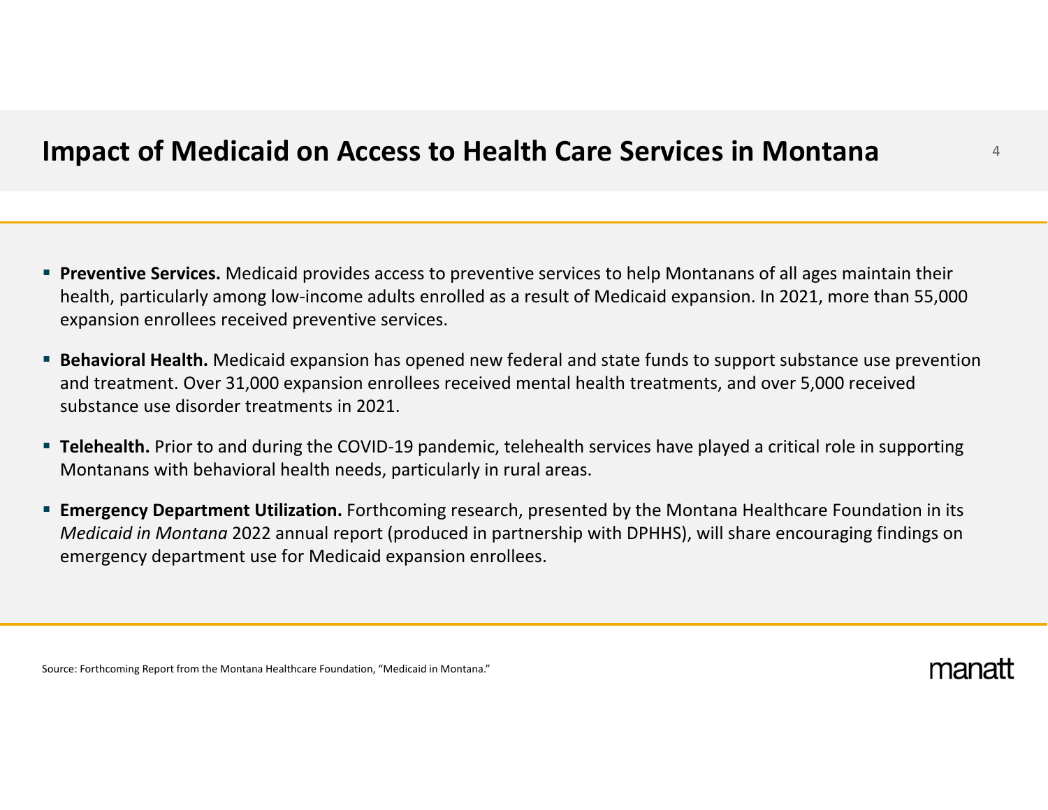# Impact of Medicaid on Access to Health Care Services in Montana

- **Preventive Services.** Medicaid provides access to preventive services to help Montanans of all ages maintain their health, particularly among low-income adults enrolled as a result of Medicaid expansion. In 2021, more than 55,000 expansion enrollees received preventive services.
- **Behavioral Health.** Medicaid expansion has opened new federal and state funds to support substance use prevention and treatment. Over 31,000 expansion enrollees received mental health treatments, and over 5,000 received substance use disorder treatments in 2021.
- **Telehealth.** Prior to and during the COVID-19 pandemic, telehealth services have played a critical role in supporting Montanans with behavioral health needs, particularly in rural areas.
- **Emergency Department Utilization.** Forthcoming research, presented by the Montana Healthcare Foundation in its *Medicaid in Montana* 2022 annual report (produced in partnership with DPHHS), will share encouraging findings on emergency department use for Medicaid expansion enrollees.

Source: Forthcoming Report from the Montana Healthcare Foundation, "Medicaid in Montana."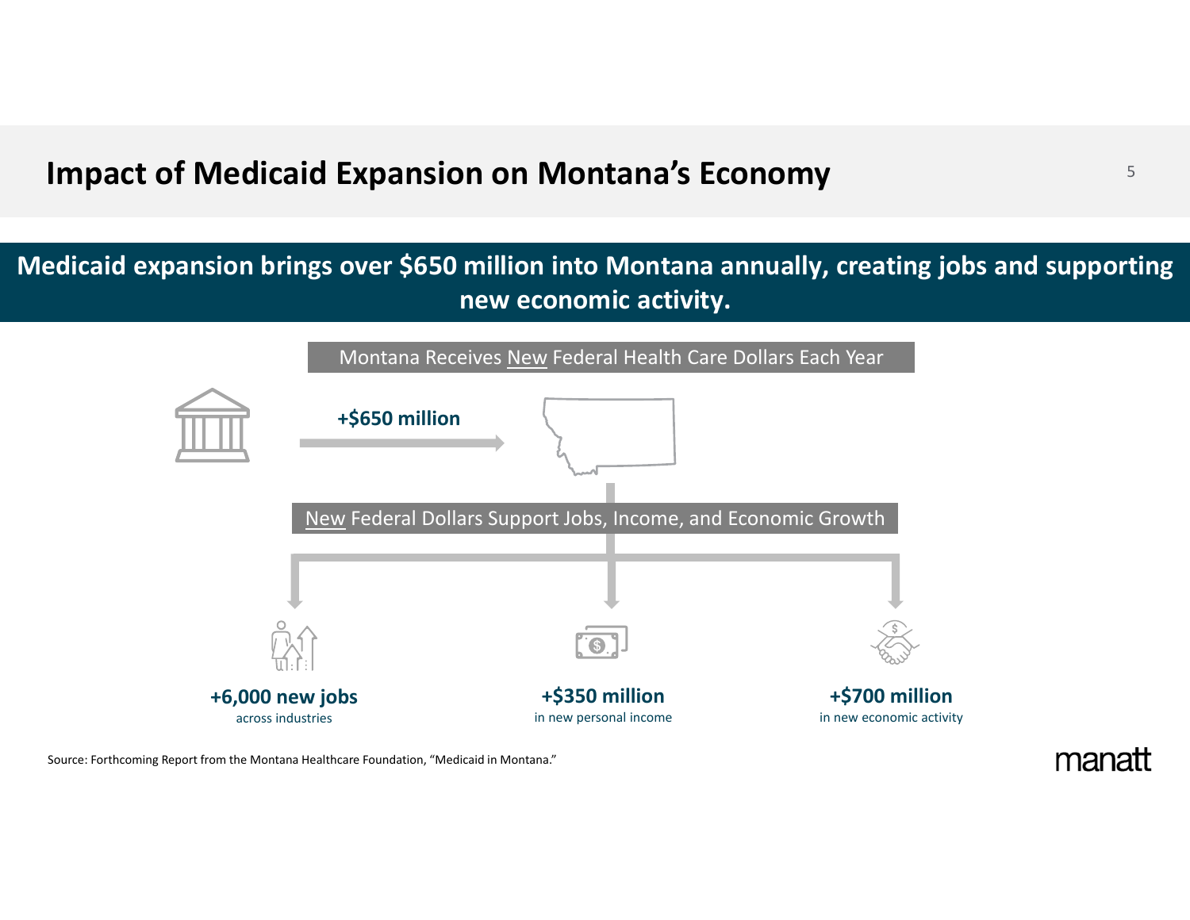# Impact of Medicaid Expansion on Montana's Economy

**Medicaid expansion brings over $650 million into Montana annually, creating jobs and supporting new economic activity.**

Montana Receives New Federal Health Care Dollars Each Year

**+$650 million**

New Federal Dollars Support Jobs, Income, and Economic Growth

**+6,000 new jobs**
across industries

**+$350 million**
in new personal income

**+$700 million**
in new economic activity

Source: Forthcoming Report from the Montana Healthcare Foundation, "Medicaid in Montana."

manatt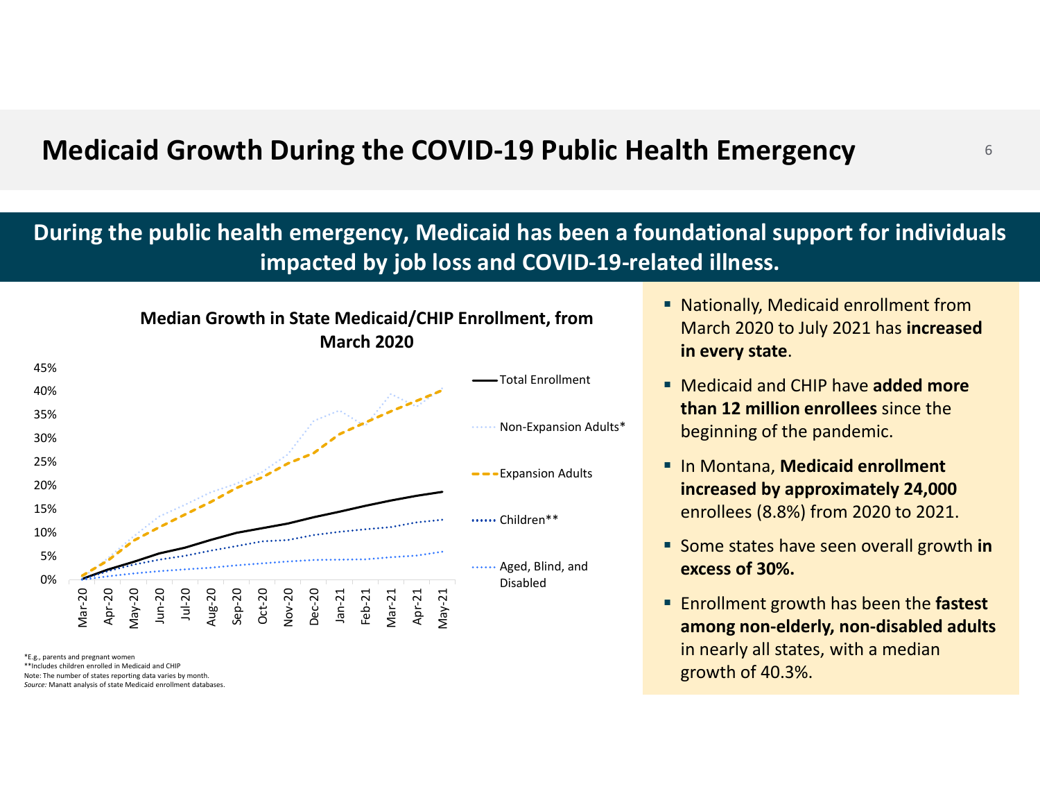# Medicaid Growth During the COVID-19 Public Health Emergency

**During the public health emergency, Medicaid has been a foundational support for individuals impacted by job loss and COVID-19-related illness.**

**Median Growth in State Medicaid/CHIP Enrollment, from March 2020**

Legend: Total Enrollment; Non-Expansion Adults*; Expansion Adults; Children**; Aged, Blind, and Disabled

Y-axis: 0%, 5%, 10%, 15%, 20%, 25%, 30%, 35%, 40%, 45%

X-axis: Mar-20, Apr-20, May-20, Jun-20, Jul-20, Aug-20, Sep-20, Oct-20, Nov-20, Dec-20, Jan-21, Feb-21, Mar-21, Apr-21, May-21

*E.g., parents and pregnant women
**Includes children enrolled in Medicaid and CHIP
Note: The number of states reporting data varies by month.
*Source:* Manatt analysis of state Medicaid enrollment databases.

- Nationally, Medicaid enrollment from March 2020 to July 2021 has **increased in every state**.
- Medicaid and CHIP have **added more than 12 million enrollees** since the beginning of the pandemic.
- In Montana, **Medicaid enrollment increased by approximately 24,000** enrollees (8.8%) from 2020 to 2021.
- Some states have seen overall growth **in excess of 30%.**
- Enrollment growth has been the **fastest among non-elderly, non-disabled adults** in nearly all states, with a median growth of 40.3%.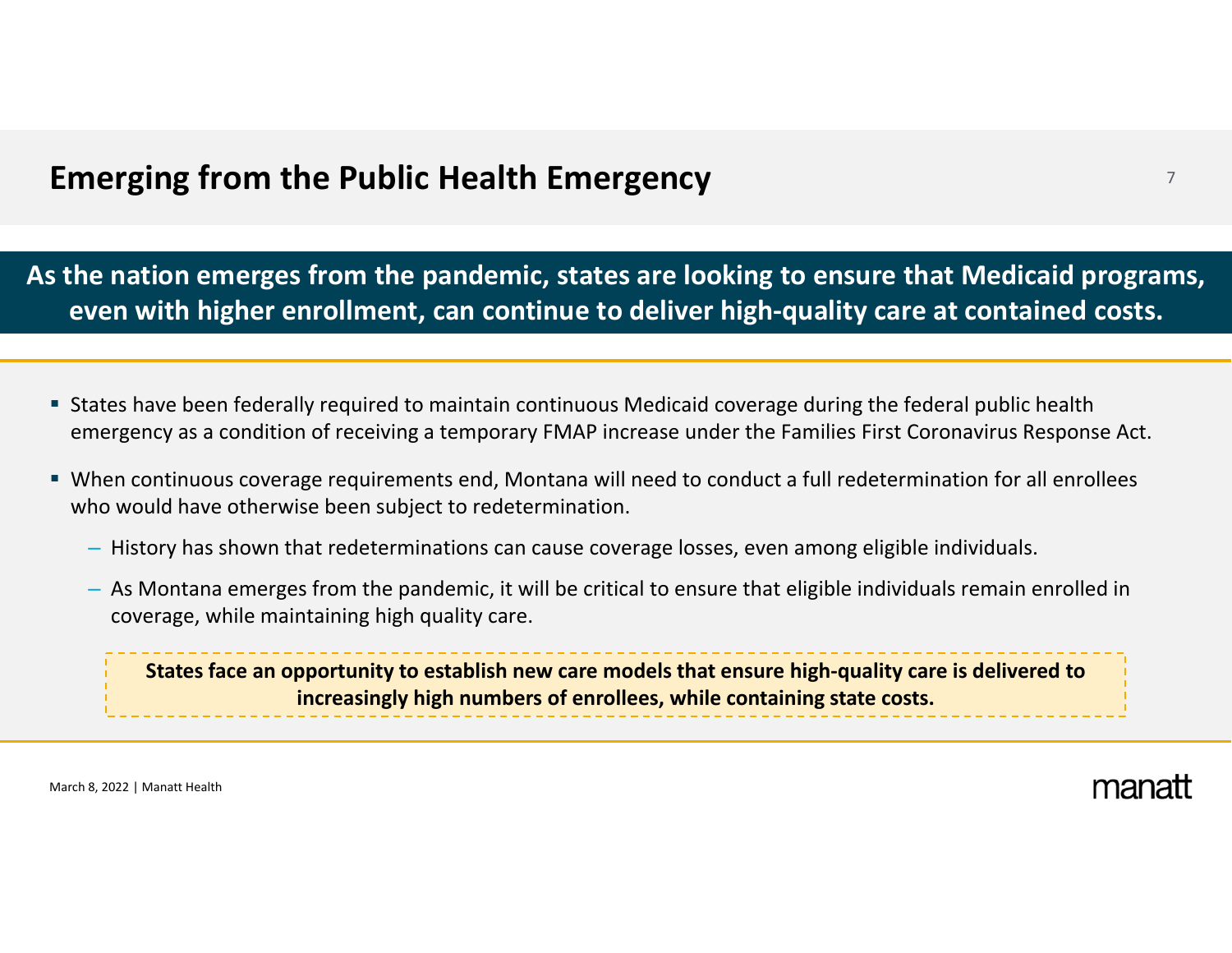# Emerging from the Public Health Emergency

**As the nation emerges from the pandemic, states are looking to ensure that Medicaid programs, even with higher enrollment, can continue to deliver high-quality care at contained costs.**

- States have been federally required to maintain continuous Medicaid coverage during the federal public health emergency as a condition of receiving a temporary FMAP increase under the Families First Coronavirus Response Act.
- When continuous coverage requirements end, Montana will need to conduct a full redetermination for all enrollees who would have otherwise been subject to redetermination.
  - History has shown that redeterminations can cause coverage losses, even among eligible individuals.
  - As Montana emerges from the pandemic, it will be critical to ensure that eligible individuals remain enrolled in coverage, while maintaining high quality care.

**States face an opportunity to establish new care models that ensure high-quality care is delivered to increasingly high numbers of enrollees, while containing state costs.**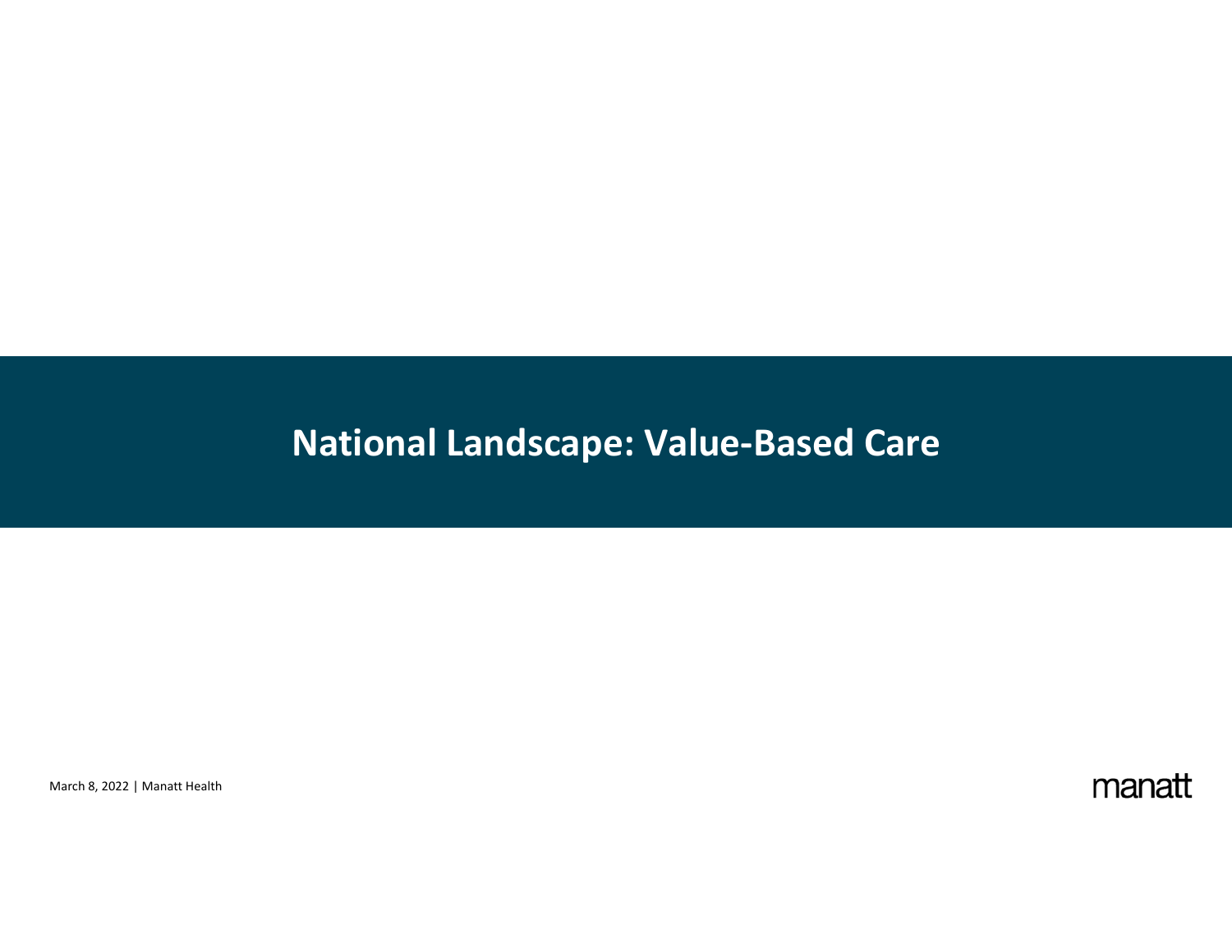# National Landscape: Value-Based Care

March 8, 2022 | Manatt Health

manatt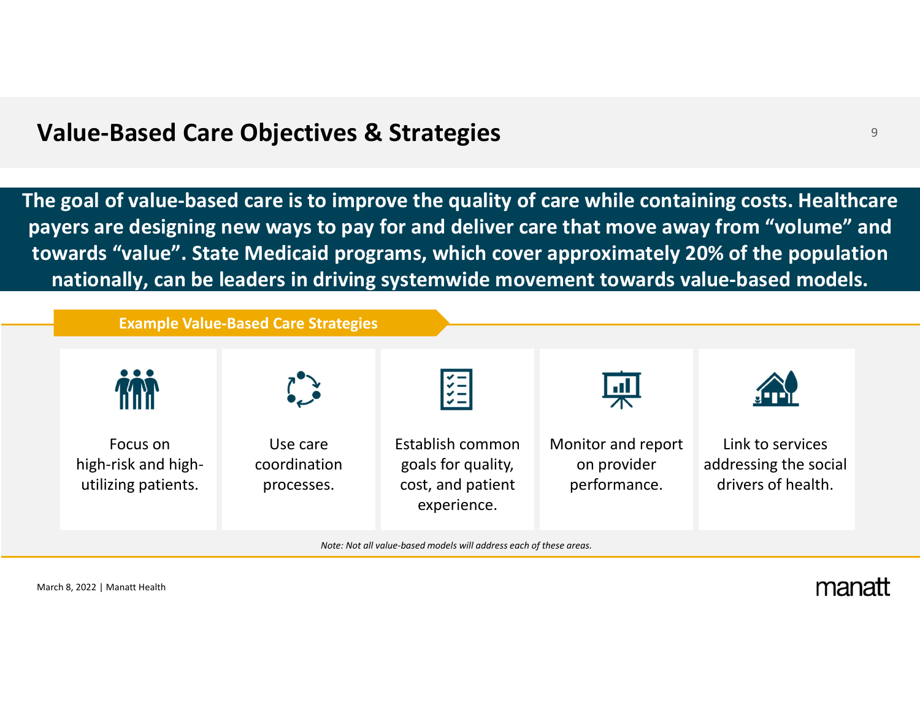# Value-Based Care Objectives & Strategies

**The goal of value-based care is to improve the quality of care while containing costs. Healthcare payers are designing new ways to pay for and deliver care that move away from "volume" and towards "value". State Medicaid programs, which cover approximately 20% of the population nationally, can be leaders in driving systemwide movement towards value-based models.**

## Example Value-Based Care Strategies

- Focus on high-risk and high-utilizing patients.
- Use care coordination processes.
- Establish common goals for quality, cost, and patient experience.
- Monitor and report on provider performance.
- Link to services addressing the social drivers of health.

*Note: Not all value-based models will address each of these areas.*

March 8, 2022 | Manatt Health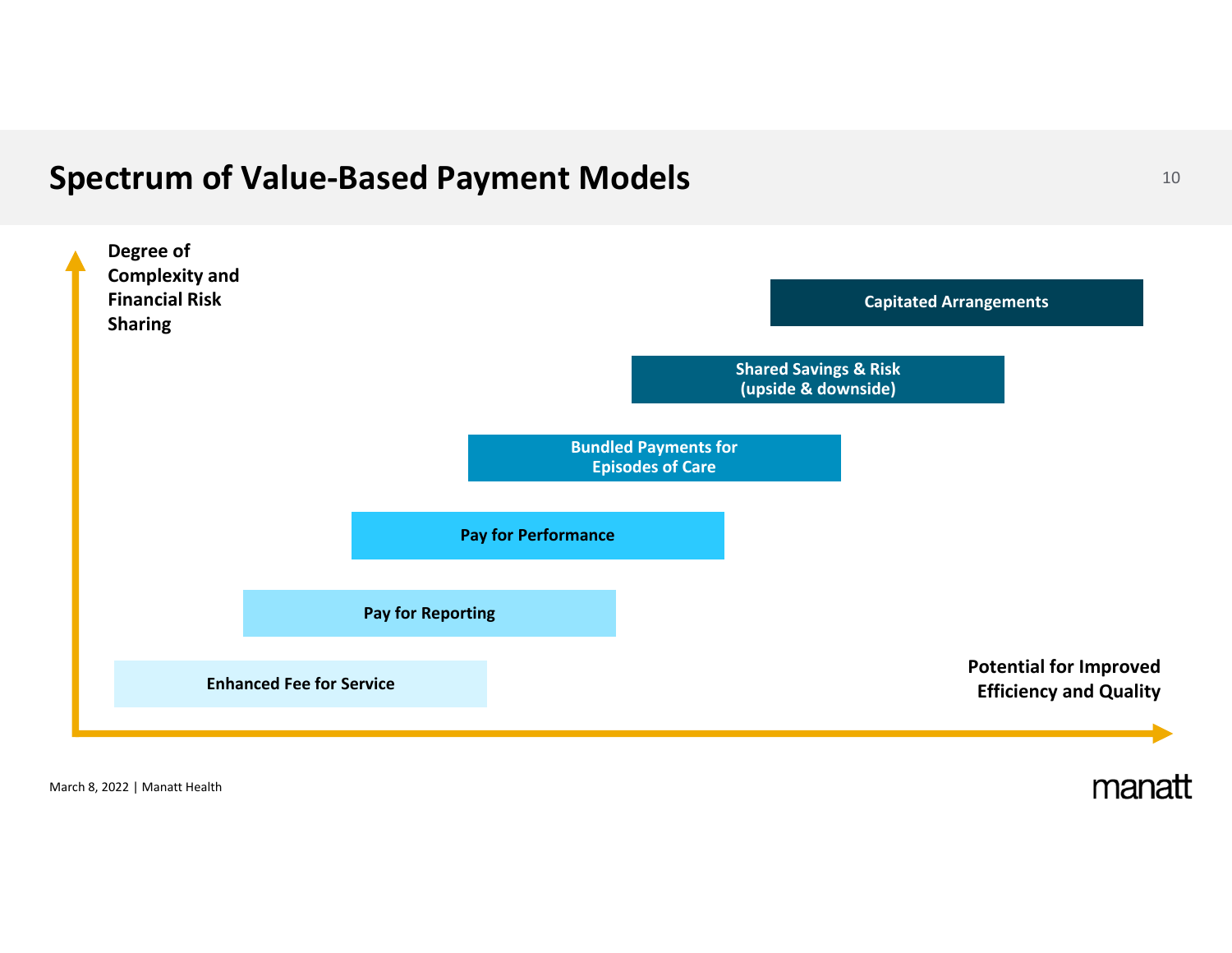# Spectrum of Value-Based Payment Models

**Degree of Complexity and Financial Risk Sharing**

- **Capitated Arrangements**
- **Shared Savings & Risk (upside & downside)**
- **Bundled Payments for Episodes of Care**
- **Pay for Performance**
- **Pay for Reporting**
- **Enhanced Fee for Service**

**Potential for Improved Efficiency and Quality**

March 8, 2022 | Manatt Health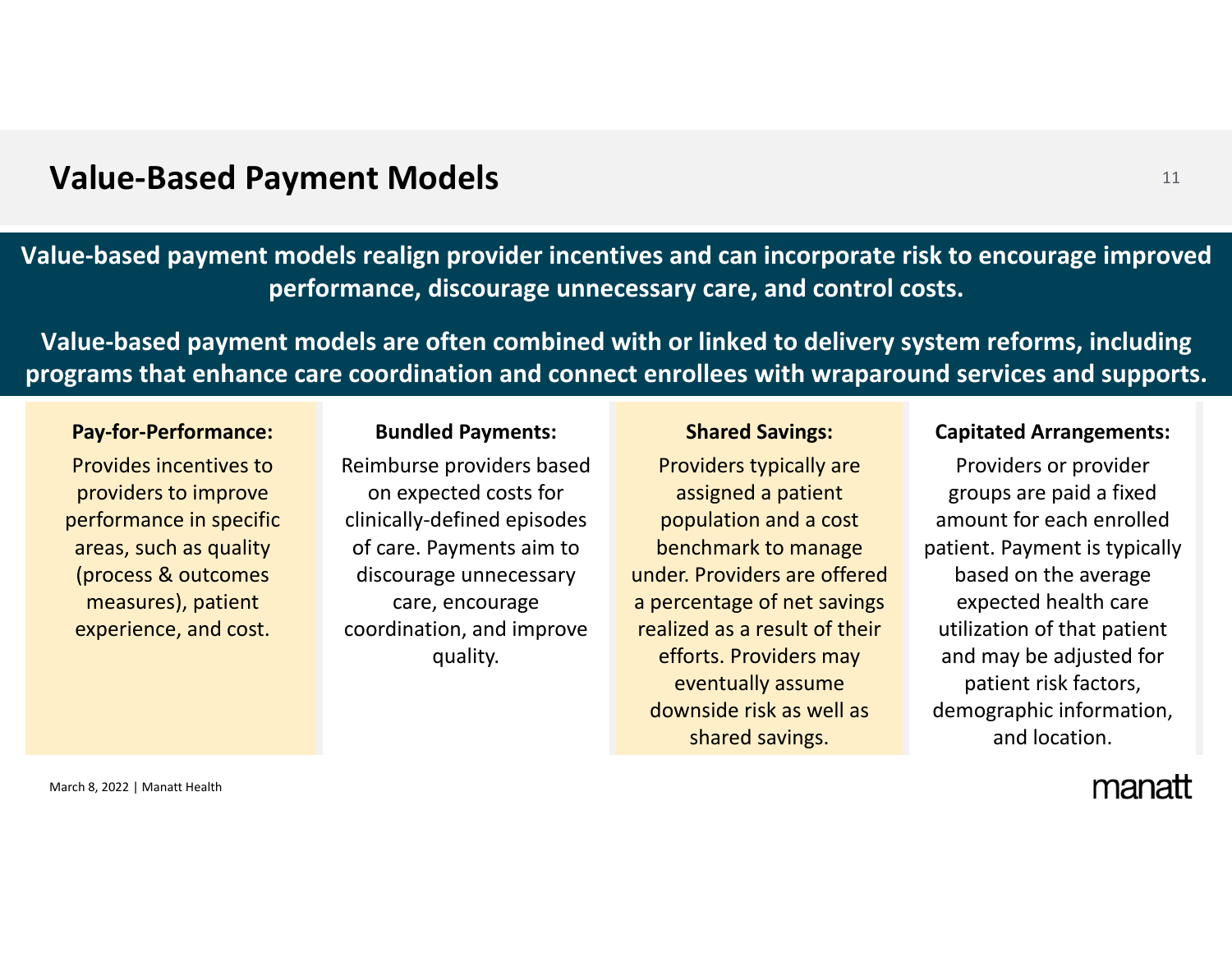# Value-Based Payment Models

**Value-based payment models realign provider incentives and can incorporate risk to encourage improved performance, discourage unnecessary care, and control costs.**

**Value-based payment models are often combined with or linked to delivery system reforms, including programs that enhance care coordination and connect enrollees with wraparound services and supports.**

**Pay-for-Performance:**
Provides incentives to providers to improve performance in specific areas, such as quality (process & outcomes measures), patient experience, and cost.

**Bundled Payments:**
Reimburse providers based on expected costs for clinically-defined episodes of care. Payments aim to discourage unnecessary care, encourage coordination, and improve quality.

**Shared Savings:**
Providers typically are assigned a patient population and a cost benchmark to manage under. Providers are offered a percentage of net savings realized as a result of their efforts. Providers may eventually assume downside risk as well as shared savings.

**Capitated Arrangements:**
Providers or provider groups are paid a fixed amount for each enrolled patient. Payment is typically based on the average expected health care utilization of that patient and may be adjusted for patient risk factors, demographic information, and location.

March 8, 2022 | Manatt Health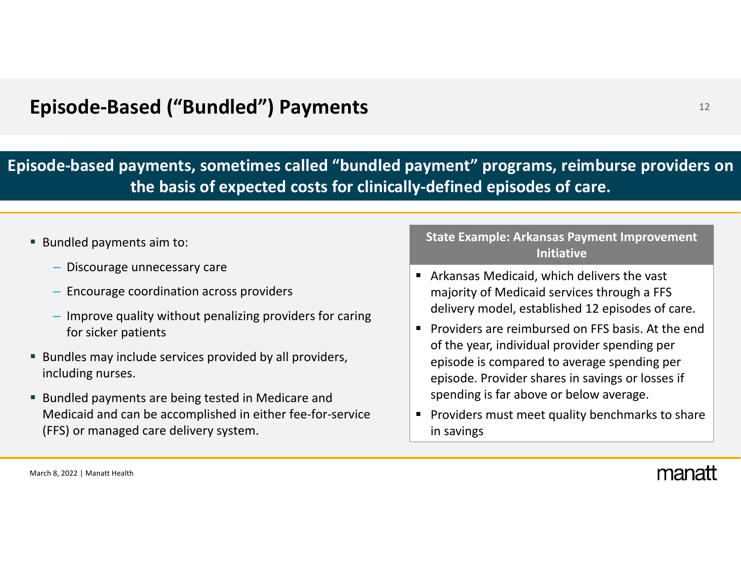# Episode-Based ("Bundled") Payments

**Episode-based payments, sometimes called "bundled payment" programs, reimburse providers on the basis of expected costs for clinically-defined episodes of care.**

- Bundled payments aim to:
  - Discourage unnecessary care
  - Encourage coordination across providers
  - Improve quality without penalizing providers for caring for sicker patients
- Bundles may include services provided by all providers, including nurses.
- Bundled payments are being tested in Medicare and Medicaid and can be accomplished in either fee-for-service (FFS) or managed care delivery system.

**State Example: Arkansas Payment Improvement Initiative**

- Arkansas Medicaid, which delivers the vast majority of Medicaid services through a FFS delivery model, established 12 episodes of care.
- Providers are reimbursed on FFS basis. At the end of the year, individual provider spending per episode is compared to average spending per episode. Provider shares in savings or losses if spending is far above or below average.
- Providers must meet quality benchmarks to share in savings

March 8, 2022 | Manatt Health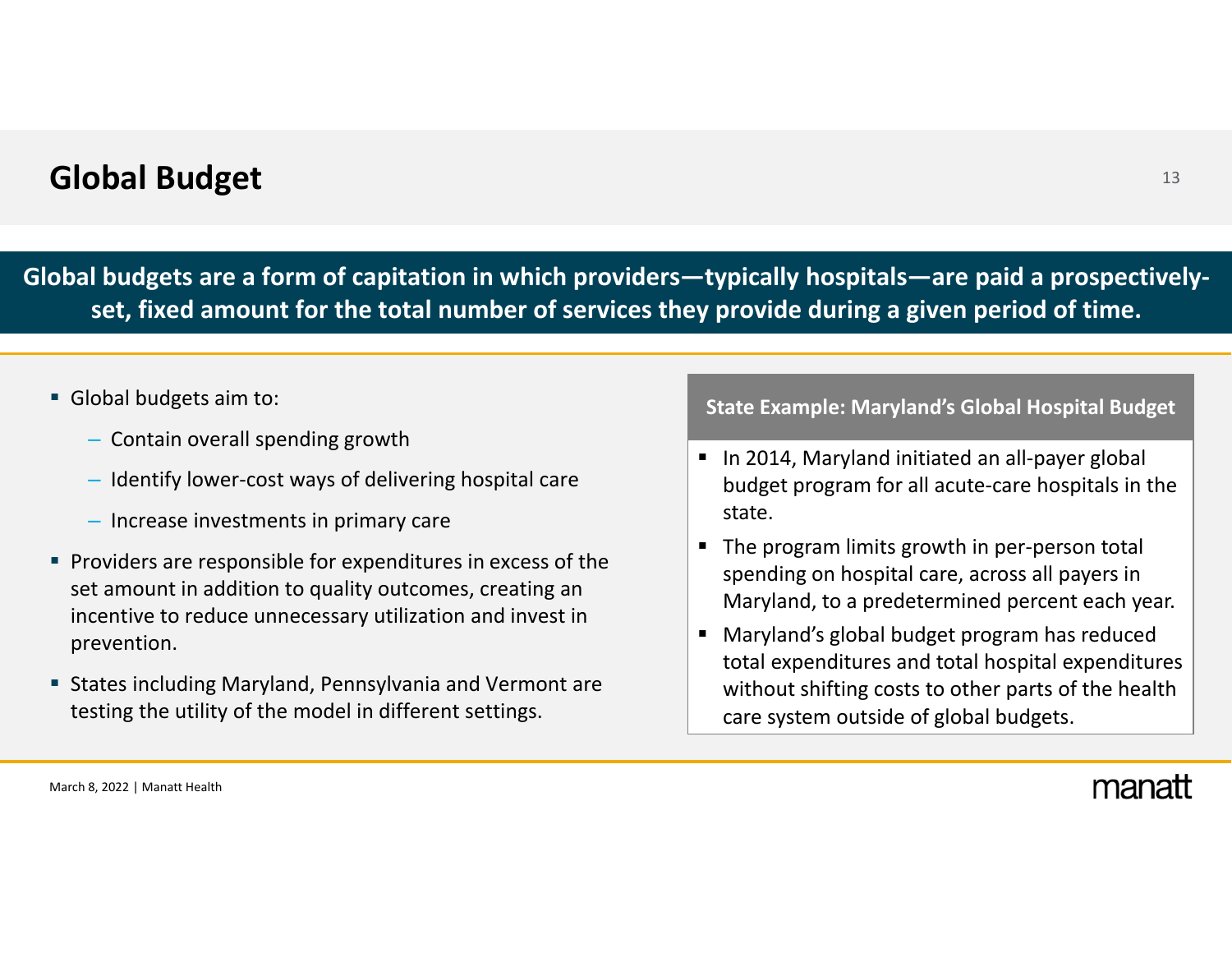# Global Budget

**Global budgets are a form of capitation in which providers—typically hospitals—are paid a prospectively-set, fixed amount for the total number of services they provide during a given period of time.**

- Global budgets aim to:
  - Contain overall spending growth
  - Identify lower-cost ways of delivering hospital care
  - Increase investments in primary care
- Providers are responsible for expenditures in excess of the set amount in addition to quality outcomes, creating an incentive to reduce unnecessary utilization and invest in prevention.
- States including Maryland, Pennsylvania and Vermont are testing the utility of the model in different settings.

**State Example: Maryland's Global Hospital Budget**

- In 2014, Maryland initiated an all-payer global budget program for all acute-care hospitals in the state.
- The program limits growth in per-person total spending on hospital care, across all payers in Maryland, to a predetermined percent each year.
- Maryland's global budget program has reduced total expenditures and total hospital expenditures without shifting costs to other parts of the health care system outside of global budgets.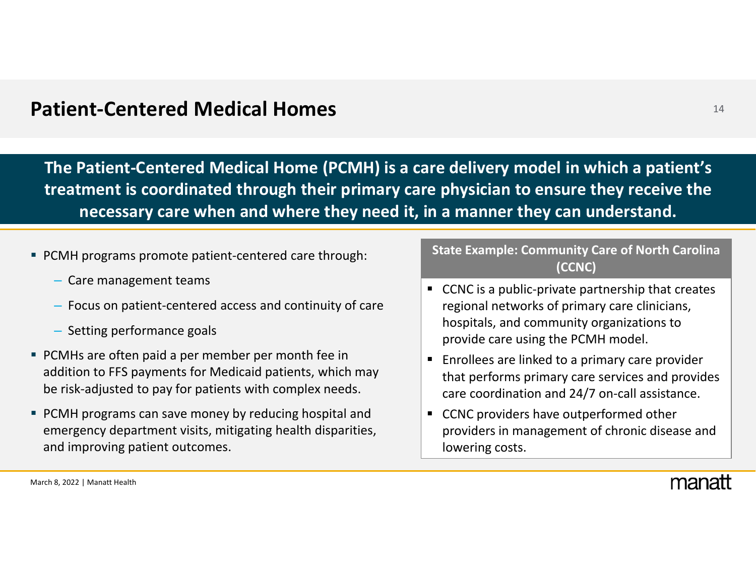# Patient-Centered Medical Homes

**The Patient-Centered Medical Home (PCMH) is a care delivery model in which a patient's treatment is coordinated through their primary care physician to ensure they receive the necessary care when and where they need it, in a manner they can understand.**

- PCMH programs promote patient-centered care through:
  - Care management teams
  - Focus on patient-centered access and continuity of care
  - Setting performance goals
- PCMHs are often paid a per member per month fee in addition to FFS payments for Medicaid patients, which may be risk-adjusted to pay for patients with complex needs.
- PCMH programs can save money by reducing hospital and emergency department visits, mitigating health disparities, and improving patient outcomes.

**State Example: Community Care of North Carolina (CCNC)**

- CCNC is a public-private partnership that creates regional networks of primary care clinicians, hospitals, and community organizations to provide care using the PCMH model.
- Enrollees are linked to a primary care provider that performs primary care services and provides care coordination and 24/7 on-call assistance.
- CCNC providers have outperformed other providers in management of chronic disease and lowering costs.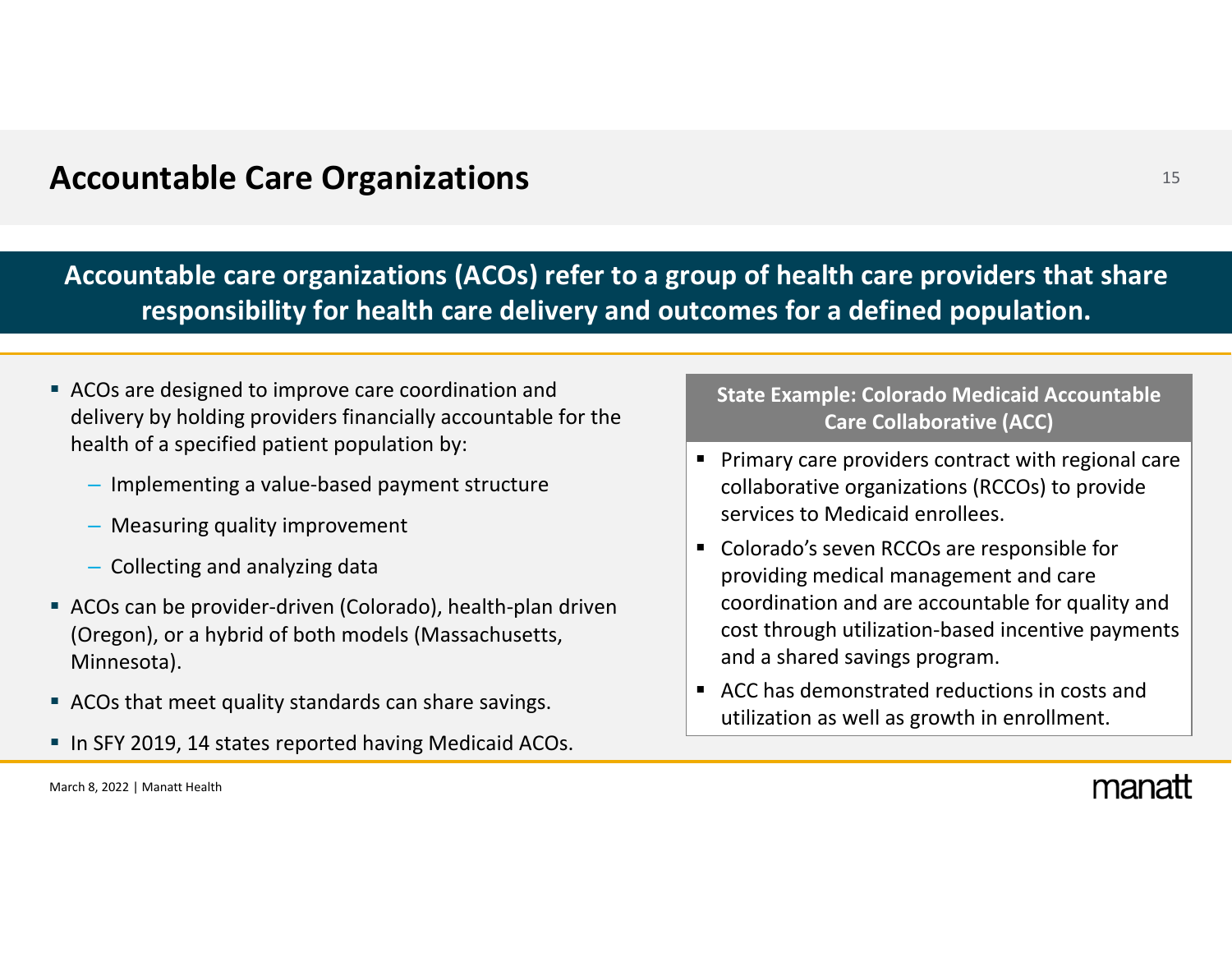# Accountable Care Organizations

**Accountable care organizations (ACOs) refer to a group of health care providers that share responsibility for health care delivery and outcomes for a defined population.**

- ACOs are designed to improve care coordination and delivery by holding providers financially accountable for the health of a specified patient population by:
  - Implementing a value-based payment structure
  - Measuring quality improvement
  - Collecting and analyzing data
- ACOs can be provider-driven (Colorado), health-plan driven (Oregon), or a hybrid of both models (Massachusetts, Minnesota).
- ACOs that meet quality standards can share savings.
- In SFY 2019, 14 states reported having Medicaid ACOs.

**State Example: Colorado Medicaid Accountable Care Collaborative (ACC)**

- Primary care providers contract with regional care collaborative organizations (RCCOs) to provide services to Medicaid enrollees.
- Colorado's seven RCCOs are responsible for providing medical management and care coordination and are accountable for quality and cost through utilization-based incentive payments and a shared savings program.
- ACC has demonstrated reductions in costs and utilization as well as growth in enrollment.

March 8, 2022 | Manatt Health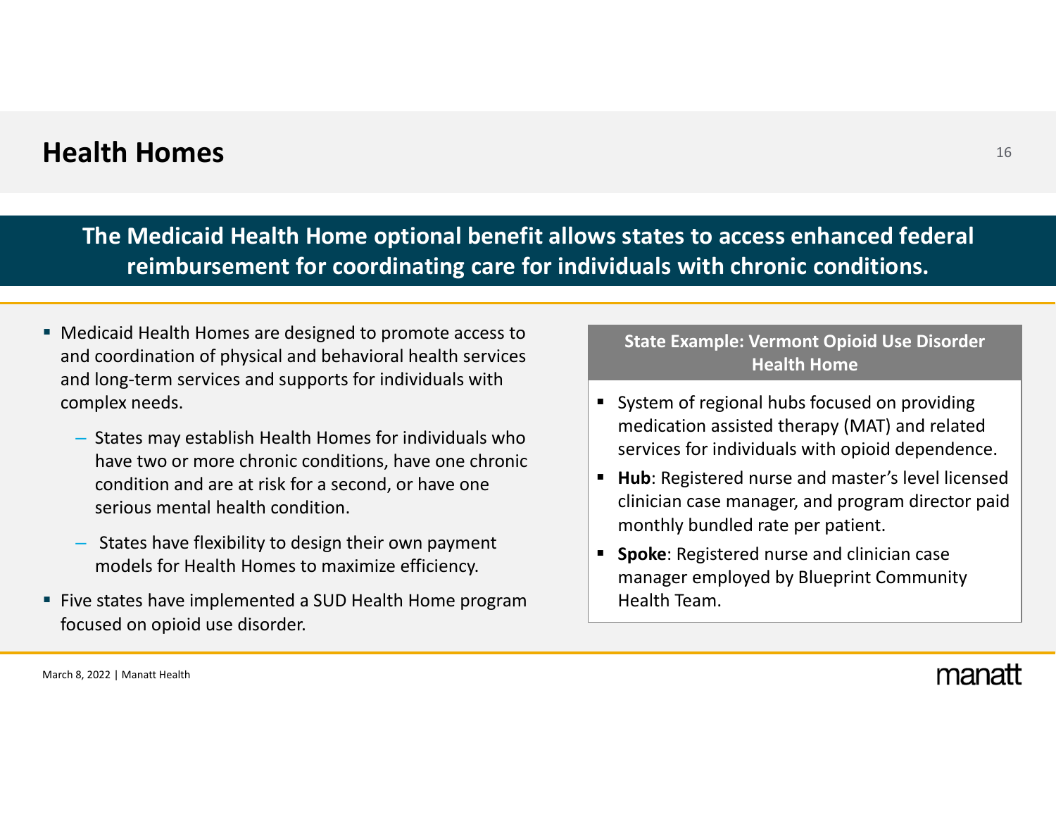# Health Homes

**The Medicaid Health Home optional benefit allows states to access enhanced federal reimbursement for coordinating care for individuals with chronic conditions.**

- Medicaid Health Homes are designed to promote access to and coordination of physical and behavioral health services and long-term services and supports for individuals with complex needs.
  - States may establish Health Homes for individuals who have two or more chronic conditions, have one chronic condition and are at risk for a second, or have one serious mental health condition.
  - States have flexibility to design their own payment models for Health Homes to maximize efficiency.
- Five states have implemented a SUD Health Home program focused on opioid use disorder.

**State Example: Vermont Opioid Use Disorder Health Home**

- System of regional hubs focused on providing medication assisted therapy (MAT) and related services for individuals with opioid dependence.
- **Hub**: Registered nurse and master's level licensed clinician case manager, and program director paid monthly bundled rate per patient.
- **Spoke**: Registered nurse and clinician case manager employed by Blueprint Community Health Team.

March 8, 2022 | Manatt Health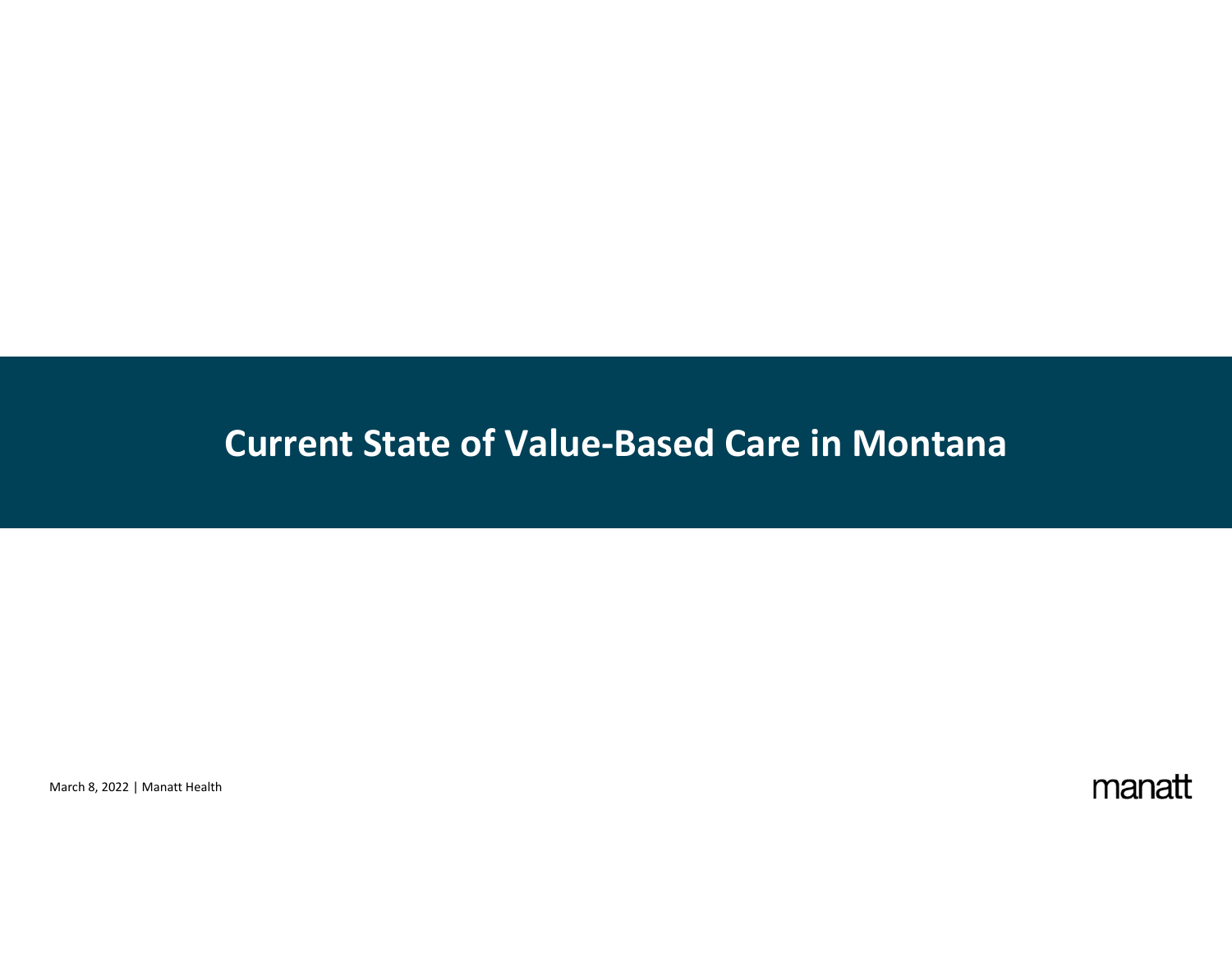# Current State of Value-Based Care in Montana

March 8, 2022 | Manatt Health

manatt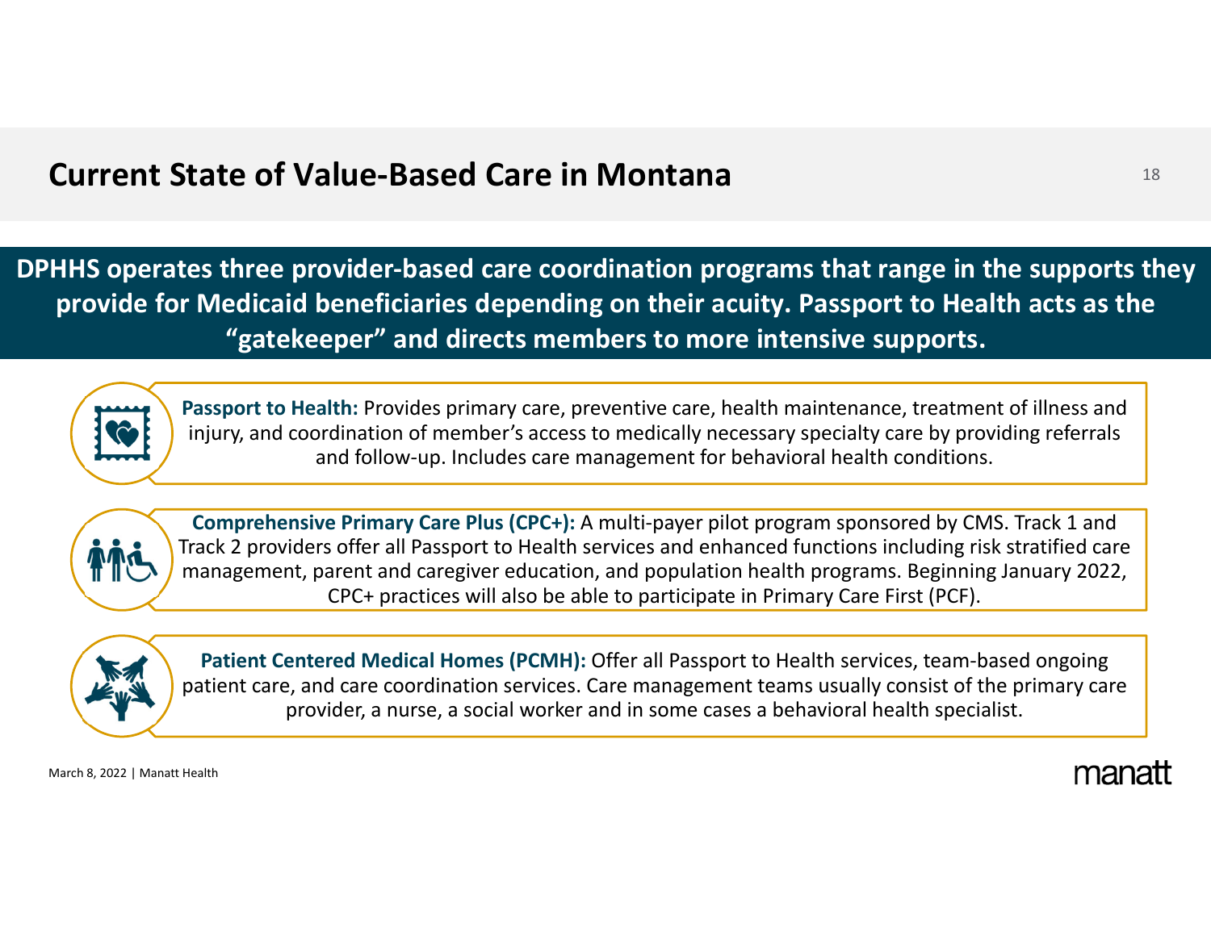# Current State of Value-Based Care in Montana

**DPHHS operates three provider-based care coordination programs that range in the supports they provide for Medicaid beneficiaries depending on their acuity. Passport to Health acts as the "gatekeeper" and directs members to more intensive supports.**

**Passport to Health:** Provides primary care, preventive care, health maintenance, treatment of illness and injury, and coordination of member's access to medically necessary specialty care by providing referrals and follow-up. Includes care management for behavioral health conditions.

**Comprehensive Primary Care Plus (CPC+):** A multi-payer pilot program sponsored by CMS. Track 1 and Track 2 providers offer all Passport to Health services and enhanced functions including risk stratified care management, parent and caregiver education, and population health programs. Beginning January 2022, CPC+ practices will also be able to participate in Primary Care First (PCF).

**Patient Centered Medical Homes (PCMH):** Offer all Passport to Health services, team-based ongoing patient care, and care coordination services. Care management teams usually consist of the primary care provider, a nurse, a social worker and in some cases a behavioral health specialist.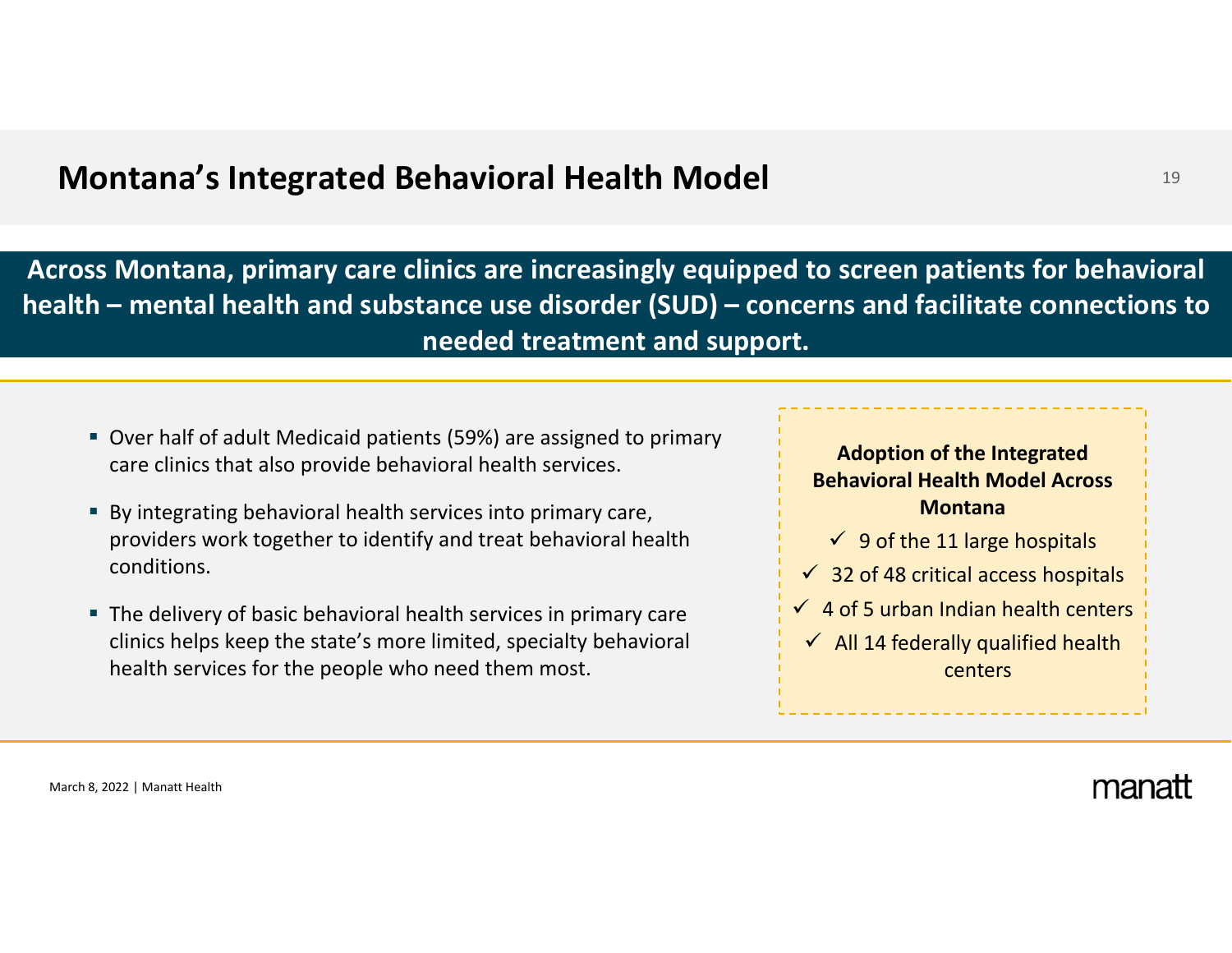# Montana's Integrated Behavioral Health Model

**Across Montana, primary care clinics are increasingly equipped to screen patients for behavioral health – mental health and substance use disorder (SUD) – concerns and facilitate connections to needed treatment and support.**

- Over half of adult Medicaid patients (59%) are assigned to primary care clinics that also provide behavioral health services.
- By integrating behavioral health services into primary care, providers work together to identify and treat behavioral health conditions.
- The delivery of basic behavioral health services in primary care clinics helps keep the state's more limited, specialty behavioral health services for the people who need them most.

**Adoption of the Integrated Behavioral Health Model Across Montana**

- ✓ 9 of the 11 large hospitals
- ✓ 32 of 48 critical access hospitals
- ✓ 4 of 5 urban Indian health centers
- ✓ All 14 federally qualified health centers

March 8, 2022 | Manatt Health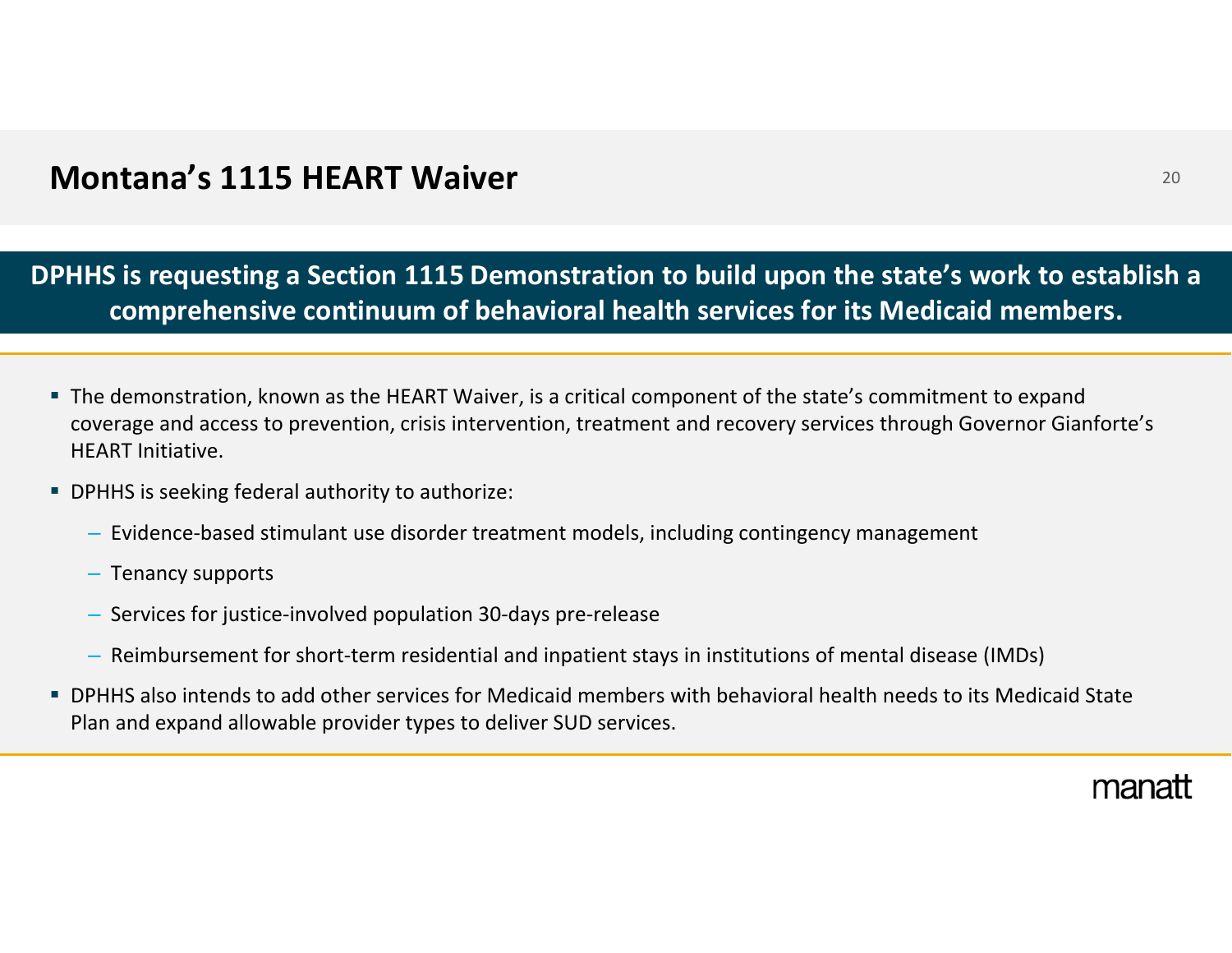# Montana's 1115 HEART Waiver

**DPHHS is requesting a Section 1115 Demonstration to build upon the state's work to establish a comprehensive continuum of behavioral health services for its Medicaid members.**

- The demonstration, known as the HEART Waiver, is a critical component of the state's commitment to expand coverage and access to prevention, crisis intervention, treatment and recovery services through Governor Gianforte's HEART Initiative.
- DPHHS is seeking federal authority to authorize:
  - Evidence-based stimulant use disorder treatment models, including contingency management
  - Tenancy supports
  - Services for justice-involved population 30-days pre-release
  - Reimbursement for short-term residential and inpatient stays in institutions of mental disease (IMDs)
- DPHHS also intends to add other services for Medicaid members with behavioral health needs to its Medicaid State Plan and expand allowable provider types to deliver SUD services.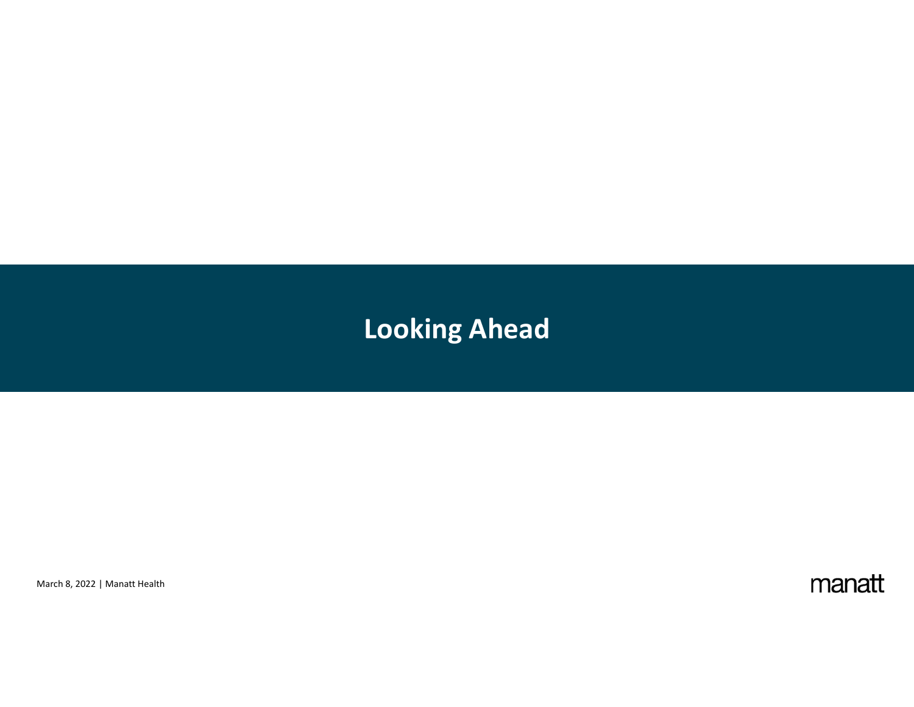# Looking Ahead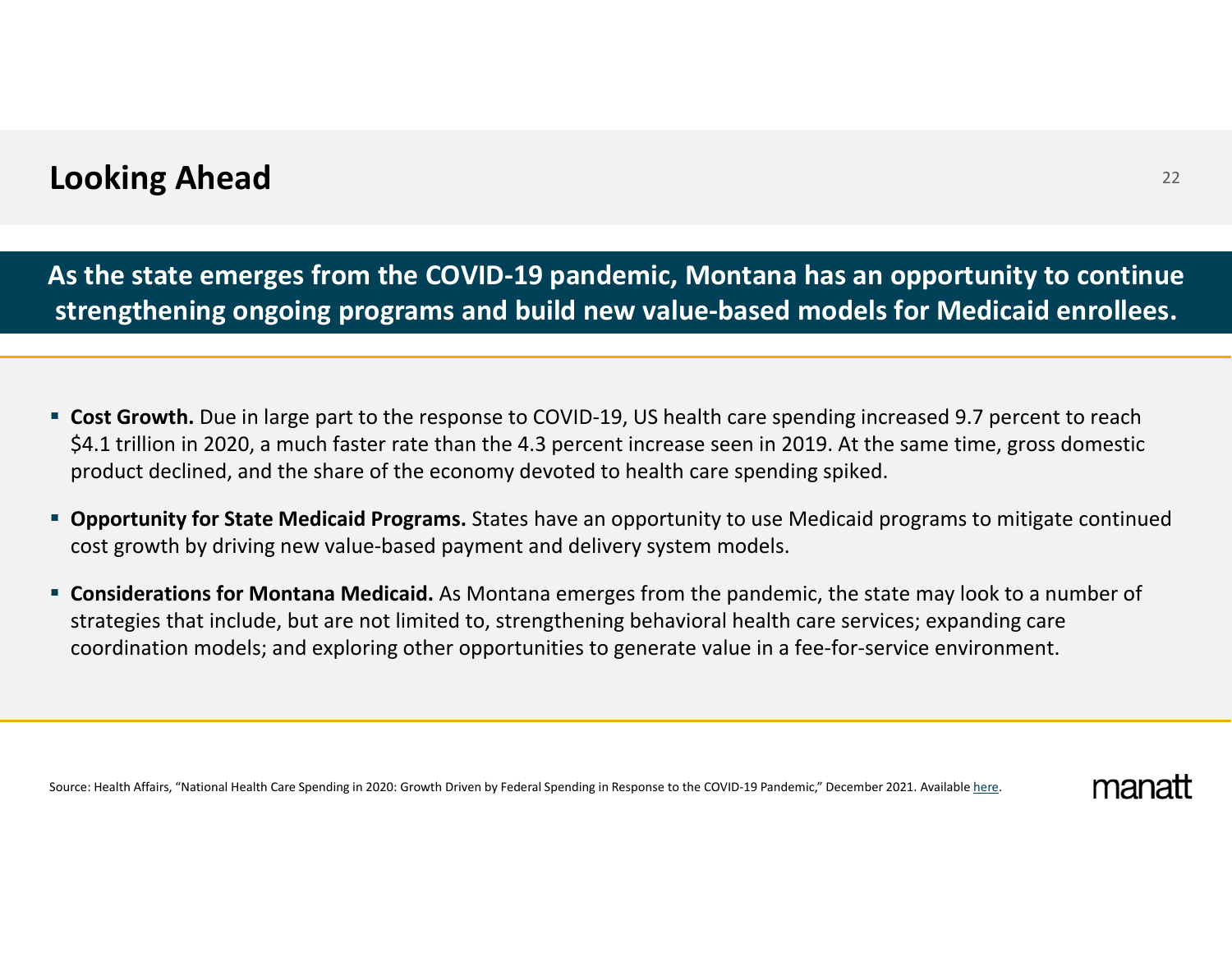# Looking Ahead

**As the state emerges from the COVID-19 pandemic, Montana has an opportunity to continue strengthening ongoing programs and build new value-based models for Medicaid enrollees.**

- **Cost Growth.** Due in large part to the response to COVID-19, US health care spending increased 9.7 percent to reach $4.1 trillion in 2020, a much faster rate than the 4.3 percent increase seen in 2019. At the same time, gross domestic product declined, and the share of the economy devoted to health care spending spiked.
- **Opportunity for State Medicaid Programs.** States have an opportunity to use Medicaid programs to mitigate continued cost growth by driving new value-based payment and delivery system models.
- **Considerations for Montana Medicaid.** As Montana emerges from the pandemic, the state may look to a number of strategies that include, but are not limited to, strengthening behavioral health care services; expanding care coordination models; and exploring other opportunities to generate value in a fee-for-service environment.

Source: Health Affairs, "National Health Care Spending in 2020: Growth Driven by Federal Spending in Response to the COVID-19 Pandemic," December 2021. Available here.

manatt